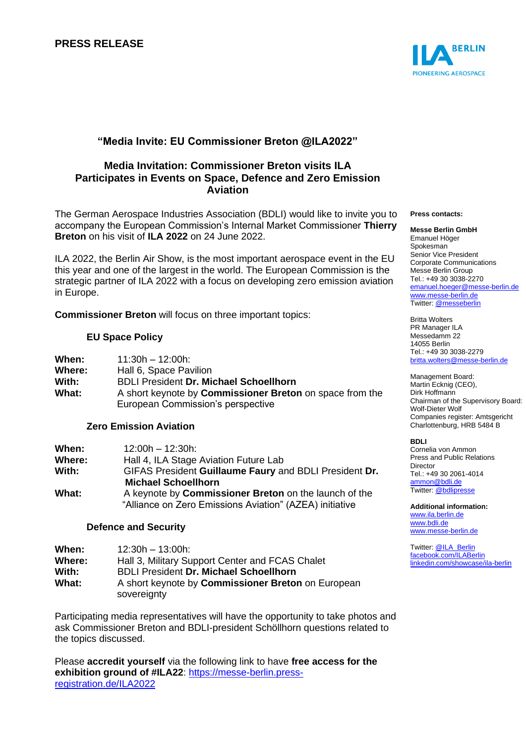**PRESS RELEASE**

## "Media Invite: EU Commissioner Breton @ILA2022"

## Media Invitation: Commissioner Breton visits ILA Participates in Events on Space, Defence and Zero Emission Aviation

The German Aerospace Industries Association (BDLI) would like to invite you to accompany the European Commission's Internal Market Commissioner **Thierry Breton** on his visit of **ILA 2022** on 24 June 2022.

ILA 2022, the Berlin Air Show, is the most important aerospace event in the EU this year and one of the largest in the world. The European Commission is the strategic partner of ILA 2022 with a focus on developing zero emission aviation in Europe.

**Commissioner Breton** will focus on three important topics:

### EU Space Policy

**When:** 11:30h – 12:00h:
**Where:** Hall 6, Space Pavilion
**With:** BDLI President **Dr. Michael Schoellhorn**
**What:** A short keynote by **Commissioner Breton** on space from the European Commission's perspective

### Zero Emission Aviation

**When:** 12:00h – 12:30h:
**Where:** Hall 4, ILA Stage Aviation Future Lab
**With:** GIFAS President **Guillaume Faury** and BDLI President **Dr. Michael Schoellhorn**
**What:** A keynote by **Commissioner Breton** on the launch of the "Alliance on Zero Emissions Aviation" (AZEA) initiative

### Defence and Security

**When:** 12:30h – 13:00h:
**Where:** Hall 3, Military Support Center and FCAS Chalet
**With:** BDLI President **Dr. Michael Schoellhorn**
**What:** A short keynote by **Commissioner Breton** on European sovereignty

Participating media representatives will have the opportunity to take photos and ask Commissioner Breton and BDLI-president Schöllhorn questions related to the topics discussed.

Please **accredit yourself** via the following link to have **free access for the exhibition ground of #ILA22**: https://messe-berlin.press-registration.de/ILA2022

**Press contacts:**

**Messe Berlin GmbH**
Emanuel Höger
Spokesman
Senior Vice President
Corporate Communications
Messe Berlin Group
Tel.: +49 30 3038-2270
emanuel.hoeger@messe-berlin.de
www.messe-berlin.de
Twitter: @messeberlin

Britta Wolters
PR Manager ILA
Messedamm 22
14055 Berlin
Tel.: +49 30 3038-2279
britta.wolters@messe-berlin.de

Management Board:
Martin Ecknig (CEO),
Dirk Hoffmann
Chairman of the Supervisory Board:
Wolf-Dieter Wolf
Companies register: Amtsgericht Charlottenburg, HRB 5484 B

**BDLI**
Cornelia von Ammon
Press and Public Relations Director
Tel.: +49 30 2061-4014
ammon@bdli.de
Twitter: @bdlipresse

**Additional information:**
www.ila.berlin.de
www.bdli.de
www.messe-berlin.de

Twitter: @ILA_Berlin
facebook.com/ILABerlin
linkedin.com/showcase/ila-berlin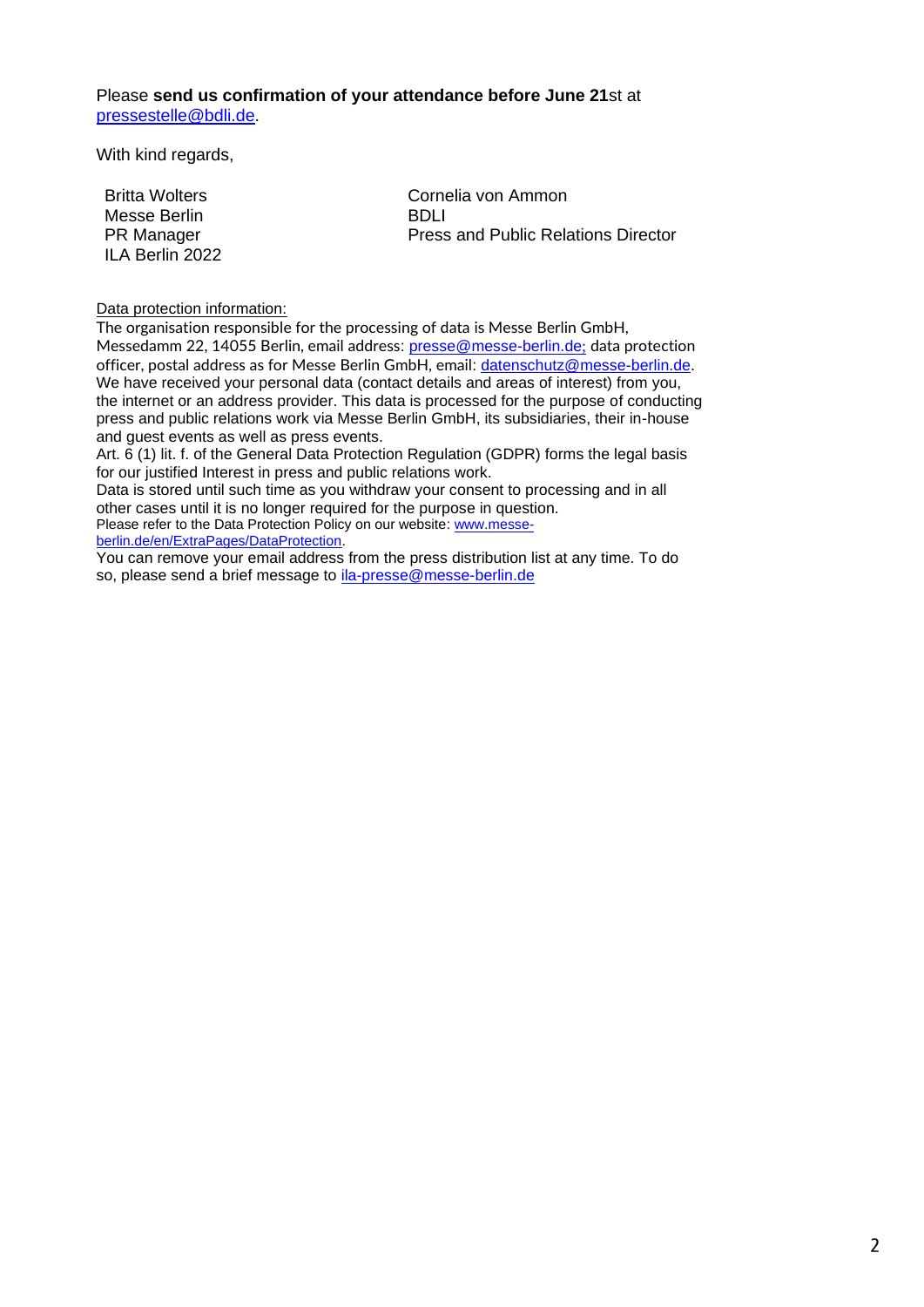Please **send us confirmation of your attendance before June 21**st at pressestelle@bdli.de.

With kind regards,

Britta Wolters
Messe Berlin
PR Manager
ILA Berlin 2022

Cornelia von Ammon
BDLI
Press and Public Relations Director

Data protection information:

The organisation responsible for the processing of data is Messe Berlin GmbH, Messedamm 22, 14055 Berlin, email address: presse@messe-berlin.de; data protection officer, postal address as for Messe Berlin GmbH, email: datenschutz@messe-berlin.de. We have received your personal data (contact details and areas of interest) from you, the internet or an address provider. This data is processed for the purpose of conducting press and public relations work via Messe Berlin GmbH, its subsidiaries, their in-house and guest events as well as press events.

Art. 6 (1) lit. f. of the General Data Protection Regulation (GDPR) forms the legal basis for our justified Interest in press and public relations work.

Data is stored until such time as you withdraw your consent to processing and in all other cases until it is no longer required for the purpose in question.

Please refer to the Data Protection Policy on our website: www.messe-berlin.de/en/ExtraPages/DataProtection.

You can remove your email address from the press distribution list at any time. To do so, please send a brief message to ila-presse@messe-berlin.de